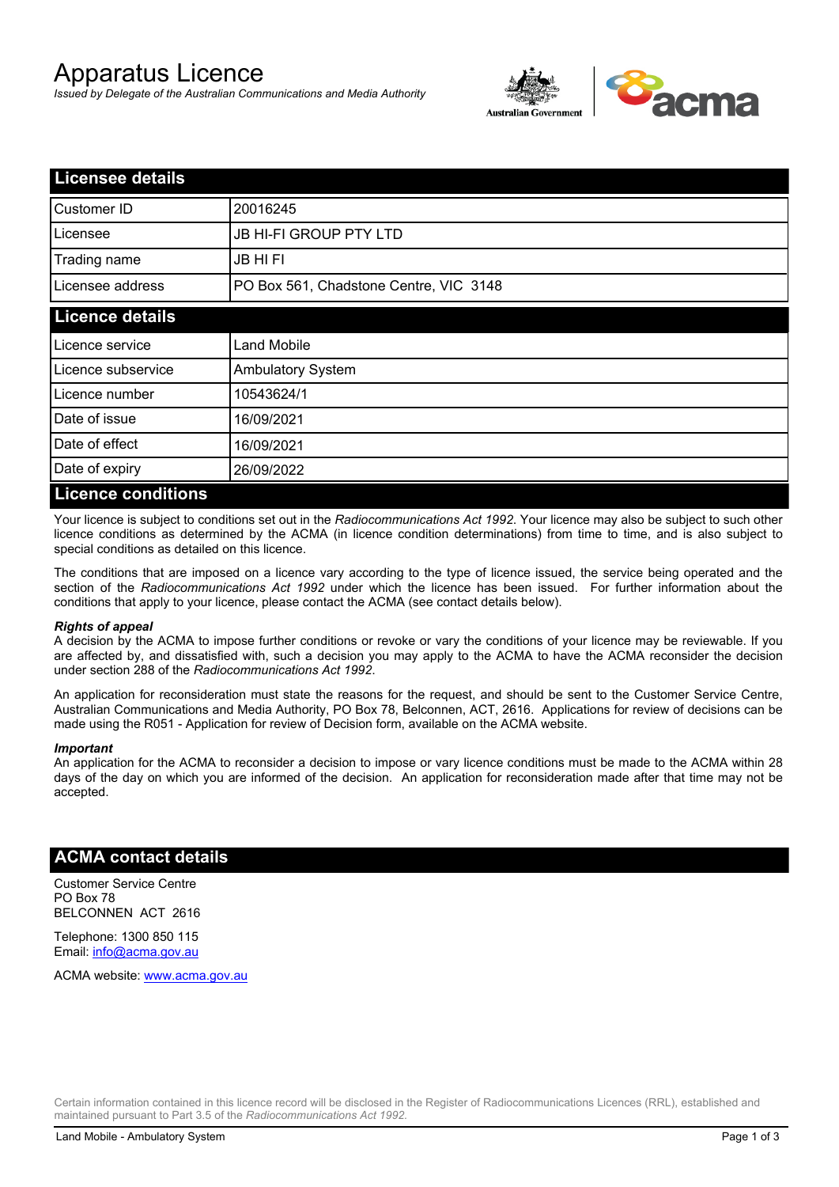# Apparatus Licence

*Issued by Delegate of the Australian Communications and Media Authority*

## Licensee details

| | |
|---|---|
| Customer ID | 20016245 |
| Licensee | JB HI-FI GROUP PTY LTD |
| Trading name | JB HI FI |
| Licensee address | PO Box 561, Chadstone Centre, VIC 3148 |

## Licence details

| | |
|---|---|
| Licence service | Land Mobile |
| Licence subservice | Ambulatory System |
| Licence number | 10543624/1 |
| Date of issue | 16/09/2021 |
| Date of effect | 16/09/2021 |
| Date of expiry | 26/09/2022 |

## Licence conditions

Your licence is subject to conditions set out in the *Radiocommunications Act 1992*. Your licence may also be subject to such other licence conditions as determined by the ACMA (in licence condition determinations) from time to time, and is also subject to special conditions as detailed on this licence.

The conditions that are imposed on a licence vary according to the type of licence issued, the service being operated and the section of the *Radiocommunications Act 1992* under which the licence has been issued. For further information about the conditions that apply to your licence, please contact the ACMA (see contact details below).

***Rights of appeal***

A decision by the ACMA to impose further conditions or revoke or vary the conditions of your licence may be reviewable. If you are affected by, and dissatisfied with, such a decision you may apply to the ACMA to have the ACMA reconsider the decision under section 288 of the *Radiocommunications Act 1992*.

An application for reconsideration must state the reasons for the request, and should be sent to the Customer Service Centre, Australian Communications and Media Authority, PO Box 78, Belconnen, ACT, 2616. Applications for review of decisions can be made using the R051 - Application for review of Decision form, available on the ACMA website.

***Important***

An application for the ACMA to reconsider a decision to impose or vary licence conditions must be made to the ACMA within 28 days of the day on which you are informed of the decision. An application for reconsideration made after that time may not be accepted.

## ACMA contact details

Customer Service Centre
PO Box 78
BELCONNEN ACT 2616

Telephone: 1300 850 115
Email: info@acma.gov.au

ACMA website: www.acma.gov.au

Certain information contained in this licence record will be disclosed in the Register of Radiocommunications Licences (RRL), established and maintained pursuant to Part 3.5 of the *Radiocommunications Act 1992.*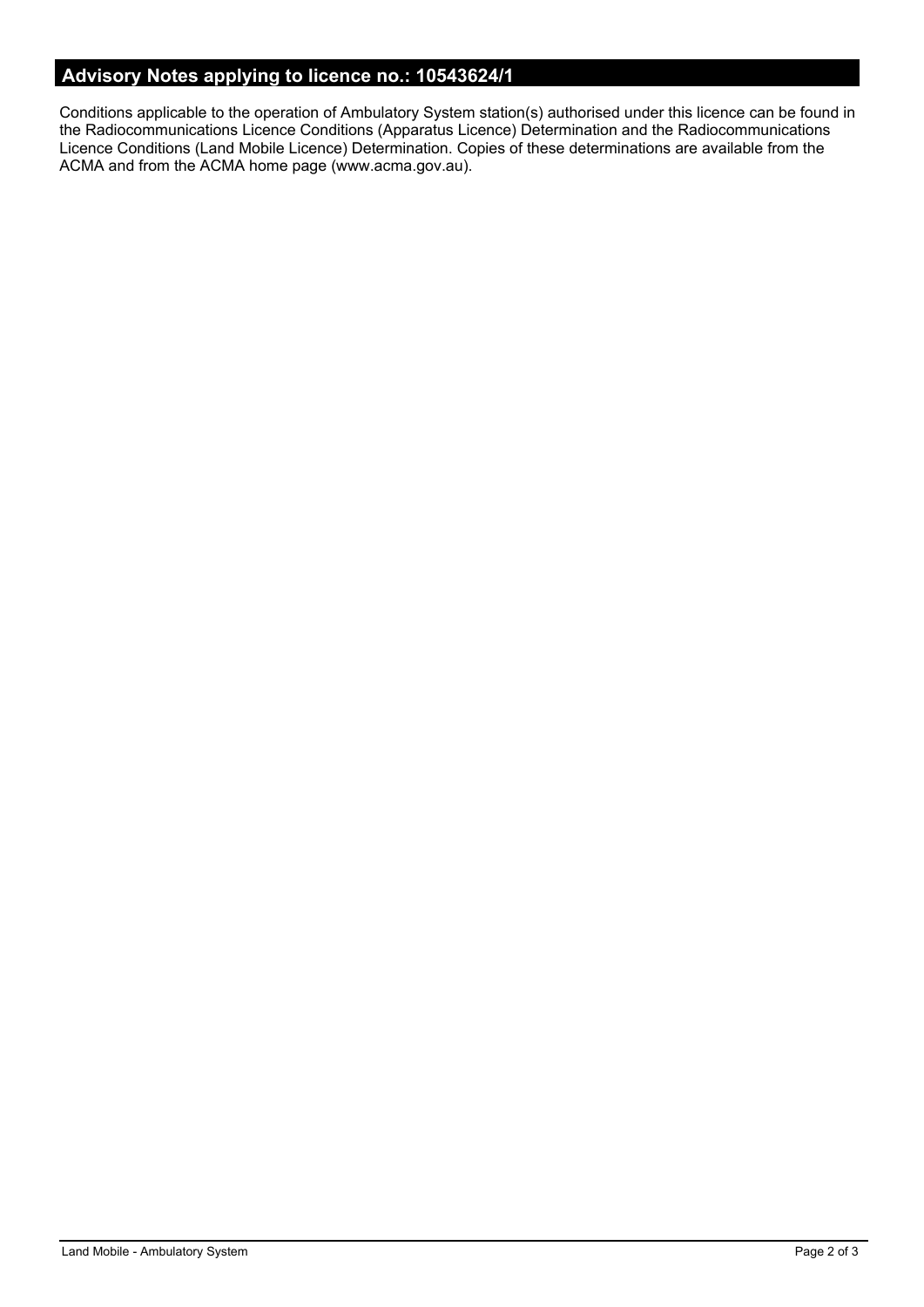## Advisory Notes applying to licence no.: 10543624/1

Conditions applicable to the operation of Ambulatory System station(s) authorised under this licence can be found in the Radiocommunications Licence Conditions (Apparatus Licence) Determination and the Radiocommunications Licence Conditions (Land Mobile Licence) Determination. Copies of these determinations are available from the ACMA and from the ACMA home page (www.acma.gov.au).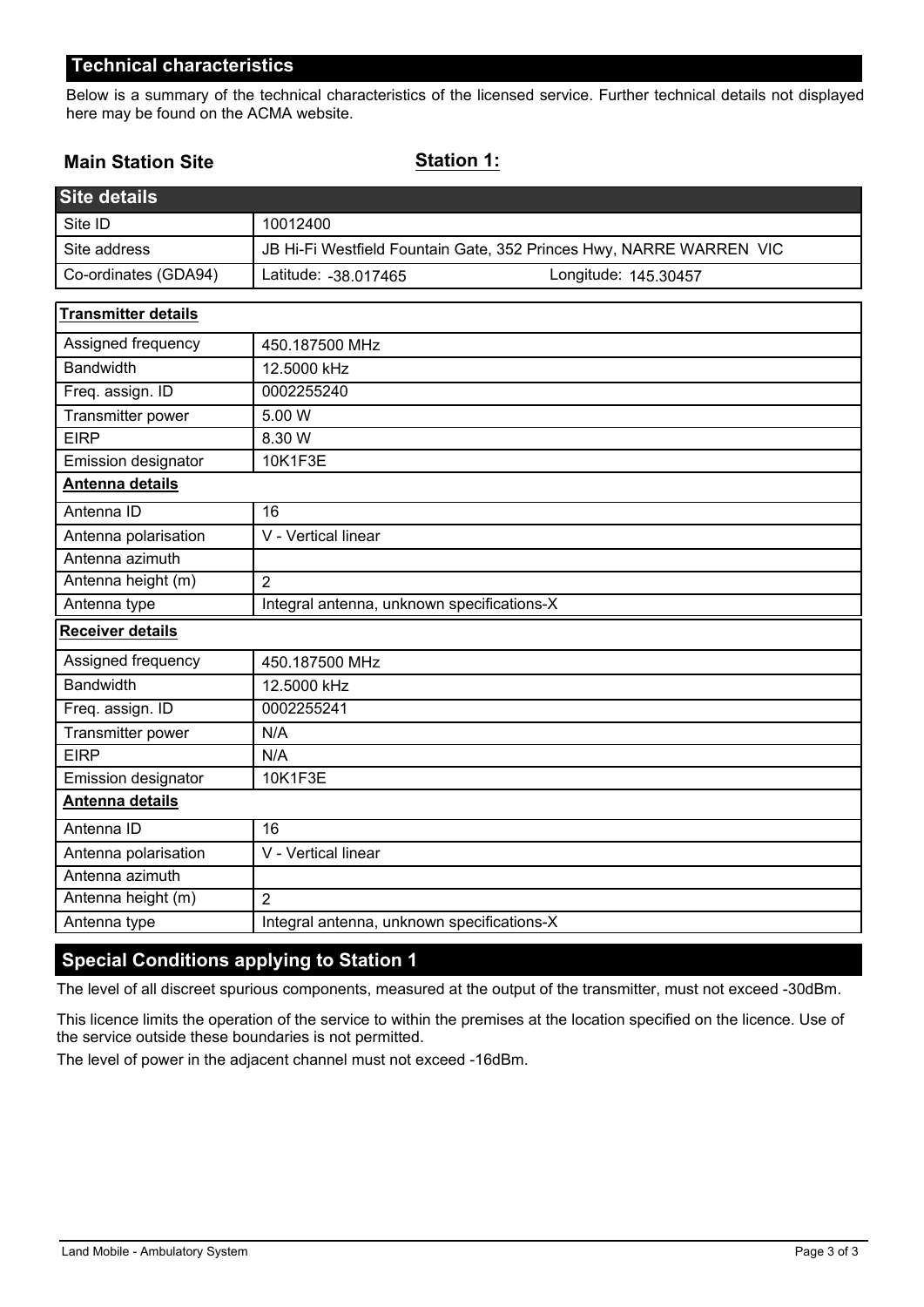## Technical characteristics

Below is a summary of the technical characteristics of the licensed service. Further technical details not displayed here may be found on the ACMA website.

**Main Station Site** **Station 1:**

| Site details | |
|---|---|
| Site ID | 10012400 |
| Site address | JB Hi-Fi Westfield Fountain Gate, 352 Princes Hwy, NARRE WARREN VIC |
| Co-ordinates (GDA94) | Latitude: -38.017465 Longitude: 145.30457 |

| Transmitter details | |
|---|---|
| Assigned frequency | 450.187500 MHz |
| Bandwidth | 12.5000 kHz |
| Freq. assign. ID | 0002255240 |
| Transmitter power | 5.00 W |
| EIRP | 8.30 W |
| Emission designator | 10K1F3E |
| **Antenna details** | |
| Antenna ID | 16 |
| Antenna polarisation | V - Vertical linear |
| Antenna azimuth | |
| Antenna height (m) | 2 |
| Antenna type | Integral antenna, unknown specifications-X |
| **Receiver details** | |
| Assigned frequency | 450.187500 MHz |
| Bandwidth | 12.5000 kHz |
| Freq. assign. ID | 0002255241 |
| Transmitter power | N/A |
| EIRP | N/A |
| Emission designator | 10K1F3E |
| **Antenna details** | |
| Antenna ID | 16 |
| Antenna polarisation | V - Vertical linear |
| Antenna azimuth | |
| Antenna height (m) | 2 |
| Antenna type | Integral antenna, unknown specifications-X |

## Special Conditions applying to Station 1

The level of all discreet spurious components, measured at the output of the transmitter, must not exceed -30dBm.

This licence limits the operation of the service to within the premises at the location specified on the licence. Use of the service outside these boundaries is not permitted.

The level of power in the adjacent channel must not exceed -16dBm.